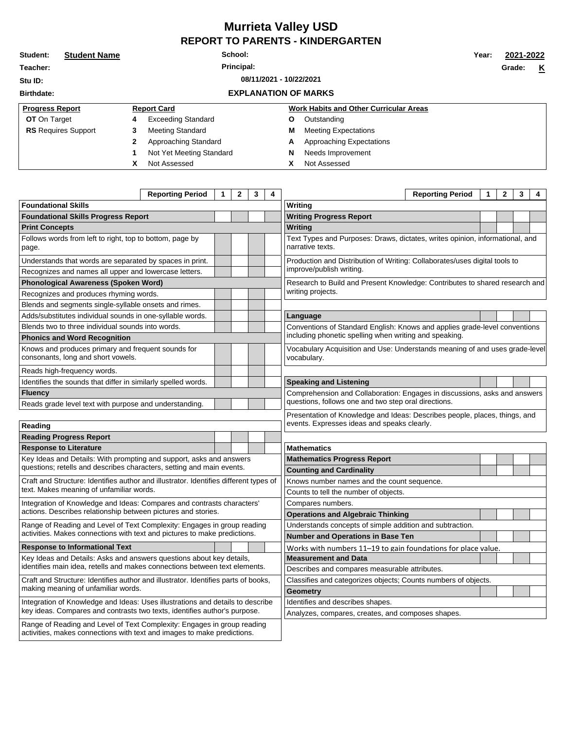# Murrieta Valley USD

## REPORT TO PARENTS - KINDERGARTEN

**Student:** **Student Name** **School:** **Year:** **2021-2022**

**Teacher:** **Principal:** **Grade:** **K**

**Stu ID:** **08/11/2021 - 10/22/2021**

**Birthdate:**

### EXPLANATION OF MARKS

| Progress Report | Report Card | | Work Habits and Other Curricular Areas | |
|---|---|---|---|---|
| **OT** On Target | **4** | Exceeding Standard | **O** | Outstanding |
| **RS** Requires Support | **3** | Meeting Standard | **M** | Meeting Expectations |
| | **2** | Approaching Standard | **A** | Approaching Expectations |
| | **1** | Not Yet Meeting Standard | **N** | Needs Improvement |
| | **X** | Not Assessed | **X** | Not Assessed |

| Reporting Period | 1 | 2 | 3 | 4 |
|---|---|---|---|---|
| **Foundational Skills** | | | | |
| **Foundational Skills Progress Report** | | | | |
| **Print Concepts** | | | | |
| Follows words from left to right, top to bottom, page by page. | | | | |
| Understands that words are separated by spaces in print. | | | | |
| Recognizes and names all upper and lowercase letters. | | | | |
| **Phonological Awareness (Spoken Word)** | | | | |
| Recognizes and produces rhyming words. | | | | |
| Blends and segments single-syllable onsets and rimes. | | | | |
| Adds/substitutes individual sounds in one-syllable words. | | | | |
| Blends two to three individual sounds into words. | | | | |
| **Phonics and Word Recognition** | | | | |
| Knows and produces primary and frequent sounds for consonants, long and short vowels. | | | | |
| Reads high-frequency words. | | | | |
| Identifies the sounds that differ in similarly spelled words. | | | | |
| **Fluency** | | | | |
| Reads grade level text with purpose and understanding. | | | | |

| Reporting Period | 1 | 2 | 3 | 4 |
|---|---|---|---|---|
| **Reading** | | | | |
| **Reading Progress Report** | | | | |
| **Response to Literature** | | | | |
| Key Ideas and Details: With prompting and support, asks and answers questions; retells and describes characters, setting and main events. | | | | |
| Craft and Structure: Identifies author and illustrator. Identifies different types of text. Makes meaning of unfamiliar words. | | | | |
| Integration of Knowledge and Ideas: Compares and contrasts characters' actions. Describes relationship between pictures and stories. | | | | |
| Range of Reading and Level of Text Complexity: Engages in group reading activities. Makes connections with text and pictures to make predictions. | | | | |
| **Response to Informational Text** | | | | |
| Key Ideas and Details: Asks and answers questions about key details, identifies main idea, retells and makes connections between text elements. | | | | |
| Craft and Structure: Identifies author and illustrator. Identifies parts of books, making meaning of unfamiliar words. | | | | |
| Integration of Knowledge and Ideas: Uses illustrations and details to describe key ideas. Compares and contrasts two texts, identifies author's purpose. | | | | |
| Range of Reading and Level of Text Complexity: Engages in group reading activities, makes connections with text and images to make predictions. | | | | |

| Reporting Period | 1 | 2 | 3 | 4 |
|---|---|---|---|---|
| **Writing** | | | | |
| **Writing Progress Report** | | | | |
| **Writing** | | | | |
| Text Types and Purposes: Draws, dictates, writes opinion, informational, and narrative texts. | | | | |
| Production and Distribution of Writing: Collaborates/uses digital tools to improve/publish writing. | | | | |
| Research to Build and Present Knowledge: Contributes to shared research and writing projects. | | | | |
| **Language** | | | | |
| Conventions of Standard English: Knows and applies grade-level conventions including phonetic spelling when writing and speaking. | | | | |
| Vocabulary Acquisition and Use: Understands meaning of and uses grade-level vocabulary. | | | | |
| **Speaking and Listening** | | | | |
| Comprehension and Collaboration: Engages in discussions, asks and answers questions, follows one and two step oral directions. | | | | |
| Presentation of Knowledge and Ideas: Describes people, places, things, and events. Expresses ideas and speaks clearly. | | | | |

| Reporting Period | 1 | 2 | 3 | 4 |
|---|---|---|---|---|
| **Mathematics** | | | | |
| **Mathematics Progress Report** | | | | |
| **Counting and Cardinality** | | | | |
| Knows number names and the count sequence. | | | | |
| Counts to tell the number of objects. | | | | |
| Compares numbers. | | | | |
| **Operations and Algebraic Thinking** | | | | |
| Understands concepts of simple addition and subtraction. | | | | |
| **Number and Operations in Base Ten** | | | | |
| Works with numbers 11–19 to gain foundations for place value. | | | | |
| **Measurement and Data** | | | | |
| Describes and compares measurable attributes. | | | | |
| Classifies and categorizes objects; Counts numbers of objects. | | | | |
| **Geometry** | | | | |
| Identifies and describes shapes. | | | | |
| Analyzes, compares, creates, and composes shapes. | | | | |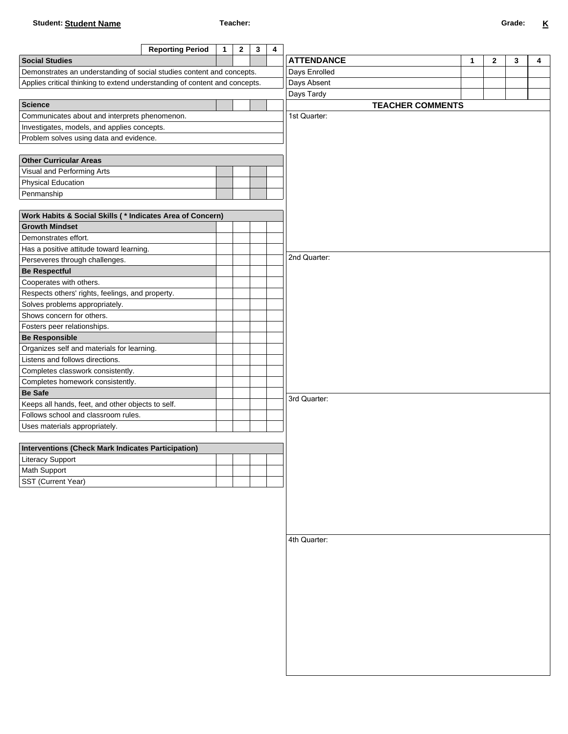**Student:** Student Name **Teacher:** **Grade:** K

| Reporting Period | 1 | 2 | 3 | 4 |
|---|---|---|---|---|
| **Social Studies** | | | | |
| Demonstrates an understanding of social studies content and concepts. | | | | |
| Applies critical thinking to extend understanding of content and concepts. | | | | |
| **Science** | | | | |
| Communicates about and interprets phenomenon. | | | | |
| Investigates, models, and applies concepts. | | | | |
| Problem solves using data and evidence. | | | | |
| **Other Curricular Areas** | | | | |
| Visual and Performing Arts | | | | |
| Physical Education | | | | |
| Penmanship | | | | |
| **Work Habits & Social Skills ( * Indicates Area of Concern)** | | | | |
| **Growth Mindset** | | | | |
| Demonstrates effort. | | | | |
| Has a positive attitude toward learning. | | | | |
| Perseveres through challenges. | | | | |
| **Be Respectful** | | | | |
| Cooperates with others. | | | | |
| Respects others' rights, feelings, and property. | | | | |
| Solves problems appropriately. | | | | |
| Shows concern for others. | | | | |
| Fosters peer relationships. | | | | |
| **Be Responsible** | | | | |
| Organizes self and materials for learning. | | | | |
| Listens and follows directions. | | | | |
| Completes classwork consistently. | | | | |
| Completes homework consistently. | | | | |
| **Be Safe** | | | | |
| Keeps all hands, feet, and other objects to self. | | | | |
| Follows school and classroom rules. | | | | |
| Uses materials appropriately. | | | | |
| **Interventions (Check Mark Indicates Participation)** | | | | |
| Literacy Support | | | | |
| Math Support | | | | |
| SST (Current Year) | | | | |

| ATTENDANCE | 1 | 2 | 3 | 4 |
|---|---|---|---|---|
| Days Enrolled | | | | |
| Days Absent | | | | |
| Days Tardy | | | | |

**TEACHER COMMENTS**

1st Quarter:

2nd Quarter:

3rd Quarter:

4th Quarter: